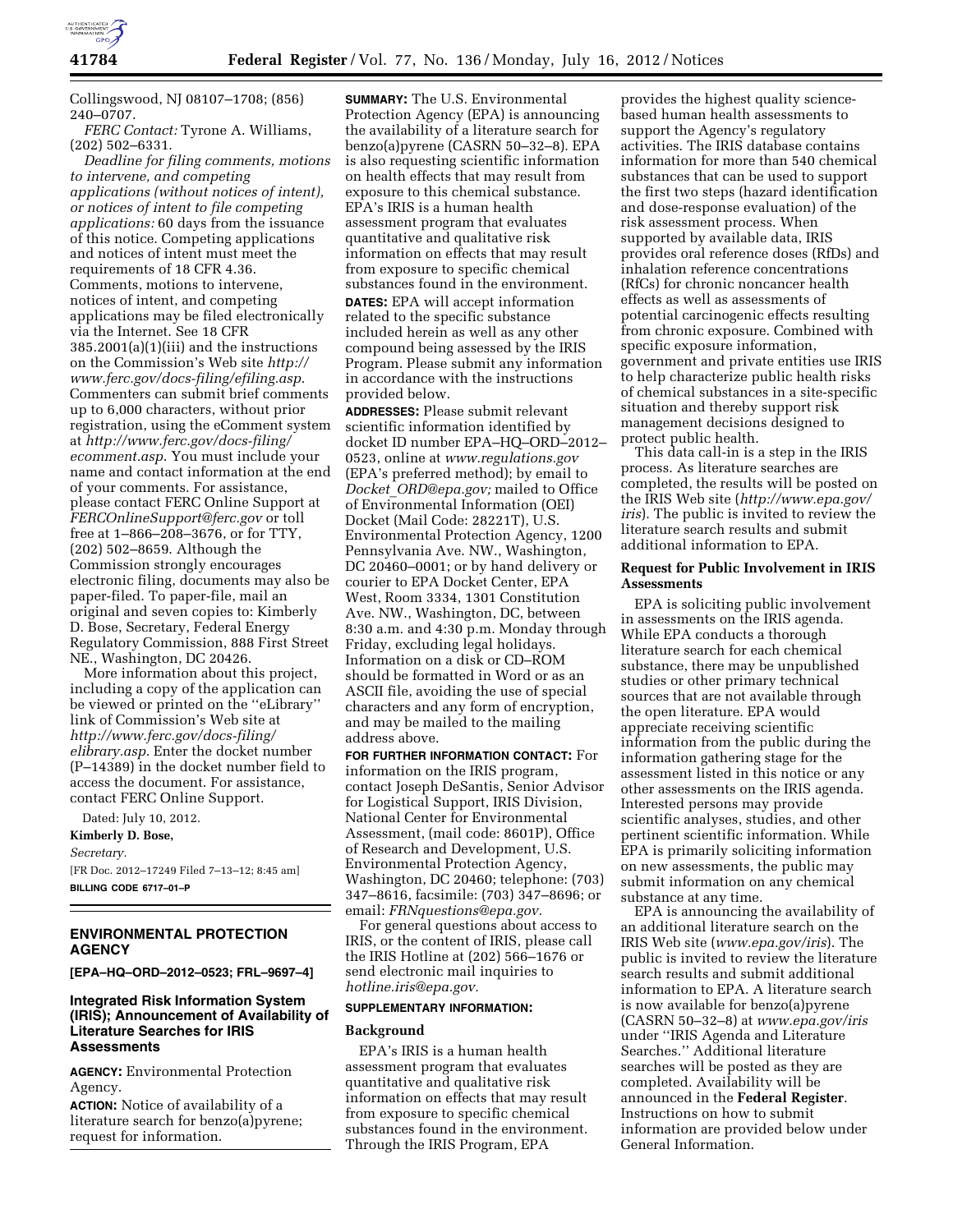Collingswood, NJ 08107–1708; (856) 240–0707.

*FERC Contact:* Tyrone A. Williams, (202) 502–6331.

*Deadline for filing comments, motions to intervene, and competing applications (without notices of intent), or notices of intent to file competing applications:* 60 days from the issuance of this notice. Competing applications and notices of intent must meet the requirements of 18 CFR 4.36. Comments, motions to intervene, notices of intent, and competing applications may be filed electronically via the Internet. See 18 CFR 385.2001(a)(1)(iii) and the instructions on the Commission's Web site *http://www.ferc.gov/docs-filing/efiling.asp*. Commenters can submit brief comments up to 6,000 characters, without prior registration, using the eComment system at *http://www.ferc.gov/docs-filing/ecomment.asp*. You must include your name and contact information at the end of your comments. For assistance, please contact FERC Online Support at *FERCOnlineSupport@ferc.gov* or toll free at 1–866–208–3676, or for TTY, (202) 502–8659. Although the Commission strongly encourages electronic filing, documents may also be paper-filed. To paper-file, mail an original and seven copies to: Kimberly D. Bose, Secretary, Federal Energy Regulatory Commission, 888 First Street NE., Washington, DC 20426.

More information about this project, including a copy of the application can be viewed or printed on the ''eLibrary'' link of Commission's Web site at *http://www.ferc.gov/docs-filing/elibrary.asp*. Enter the docket number (P–14389) in the docket number field to access the document. For assistance, contact FERC Online Support.

Dated: July 10, 2012.

**Kimberly D. Bose,**

*Secretary.*

[FR Doc. 2012–17249 Filed 7–13–12; 8:45 am]

**BILLING CODE 6717–01–P**

## ENVIRONMENTAL PROTECTION AGENCY

**[EPA–HQ–ORD–2012–0523; FRL–9697–4]**

### Integrated Risk Information System (IRIS); Announcement of Availability of Literature Searches for IRIS Assessments

**AGENCY:** Environmental Protection Agency.

**ACTION:** Notice of availability of a literature search for benzo(a)pyrene; request for information.

**SUMMARY:** The U.S. Environmental Protection Agency (EPA) is announcing the availability of a literature search for benzo(a)pyrene (CASRN 50–32–8). EPA is also requesting scientific information on health effects that may result from exposure to this chemical substance. EPA's IRIS is a human health assessment program that evaluates quantitative and qualitative risk information on effects that may result from exposure to specific chemical substances found in the environment.

**DATES:** EPA will accept information related to the specific substance included herein as well as any other compound being assessed by the IRIS Program. Please submit any information in accordance with the instructions provided below.

**ADDRESSES:** Please submit relevant scientific information identified by docket ID number EPA–HQ–ORD–2012–0523, online at *www.regulations.gov* (EPA's preferred method); by email to *Docket_ORD@epa.gov;* mailed to Office of Environmental Information (OEI) Docket (Mail Code: 28221T), U.S. Environmental Protection Agency, 1200 Pennsylvania Ave. NW., Washington, DC 20460–0001; or by hand delivery or courier to EPA Docket Center, EPA West, Room 3334, 1301 Constitution Ave. NW., Washington, DC, between 8:30 a.m. and 4:30 p.m. Monday through Friday, excluding legal holidays. Information on a disk or CD–ROM should be formatted in Word or as an ASCII file, avoiding the use of special characters and any form of encryption, and may be mailed to the mailing address above.

**FOR FURTHER INFORMATION CONTACT:** For information on the IRIS program, contact Joseph DeSantis, Senior Advisor for Logistical Support, IRIS Division, National Center for Environmental Assessment, (mail code: 8601P), Office of Research and Development, U.S. Environmental Protection Agency, Washington, DC 20460; telephone: (703) 347–8616, facsimile: (703) 347–8696; or email: *FRNquestions@epa.gov.*

For general questions about access to IRIS, or the content of IRIS, please call the IRIS Hotline at (202) 566–1676 or send electronic mail inquiries to *hotline.iris@epa.gov.*

**SUPPLEMENTARY INFORMATION:**

#### Background

EPA's IRIS is a human health assessment program that evaluates quantitative and qualitative risk information on effects that may result from exposure to specific chemical substances found in the environment. Through the IRIS Program, EPA provides the highest quality science-based human health assessments to support the Agency's regulatory activities. The IRIS database contains information for more than 540 chemical substances that can be used to support the first two steps (hazard identification and dose-response evaluation) of the risk assessment process. When supported by available data, IRIS provides oral reference doses (RfDs) and inhalation reference concentrations (RfCs) for chronic noncancer health effects as well as assessments of potential carcinogenic effects resulting from chronic exposure. Combined with specific exposure information, government and private entities use IRIS to help characterize public health risks of chemical substances in a site-specific situation and thereby support risk management decisions designed to protect public health.

This data call-in is a step in the IRIS process. As literature searches are completed, the results will be posted on the IRIS Web site (*http://www.epa.gov/iris*). The public is invited to review the literature search results and submit additional information to EPA.

#### Request for Public Involvement in IRIS Assessments

EPA is soliciting public involvement in assessments on the IRIS agenda. While EPA conducts a thorough literature search for each chemical substance, there may be unpublished studies or other primary technical sources that are not available through the open literature. EPA would appreciate receiving scientific information from the public during the information gathering stage for the assessment listed in this notice or any other assessments on the IRIS agenda. Interested persons may provide scientific analyses, studies, and other pertinent scientific information. While EPA is primarily soliciting information on new assessments, the public may submit information on any chemical substance at any time.

EPA is announcing the availability of an additional literature search on the IRIS Web site (*www.epa.gov/iris*). The public is invited to review the literature search results and submit additional information to EPA. A literature search is now available for benzo(a)pyrene (CASRN 50–32–8) at *www.epa.gov/iris* under ''IRIS Agenda and Literature Searches.'' Additional literature searches will be posted as they are completed. Availability will be announced in the **Federal Register**. Instructions on how to submit information are provided below under General Information.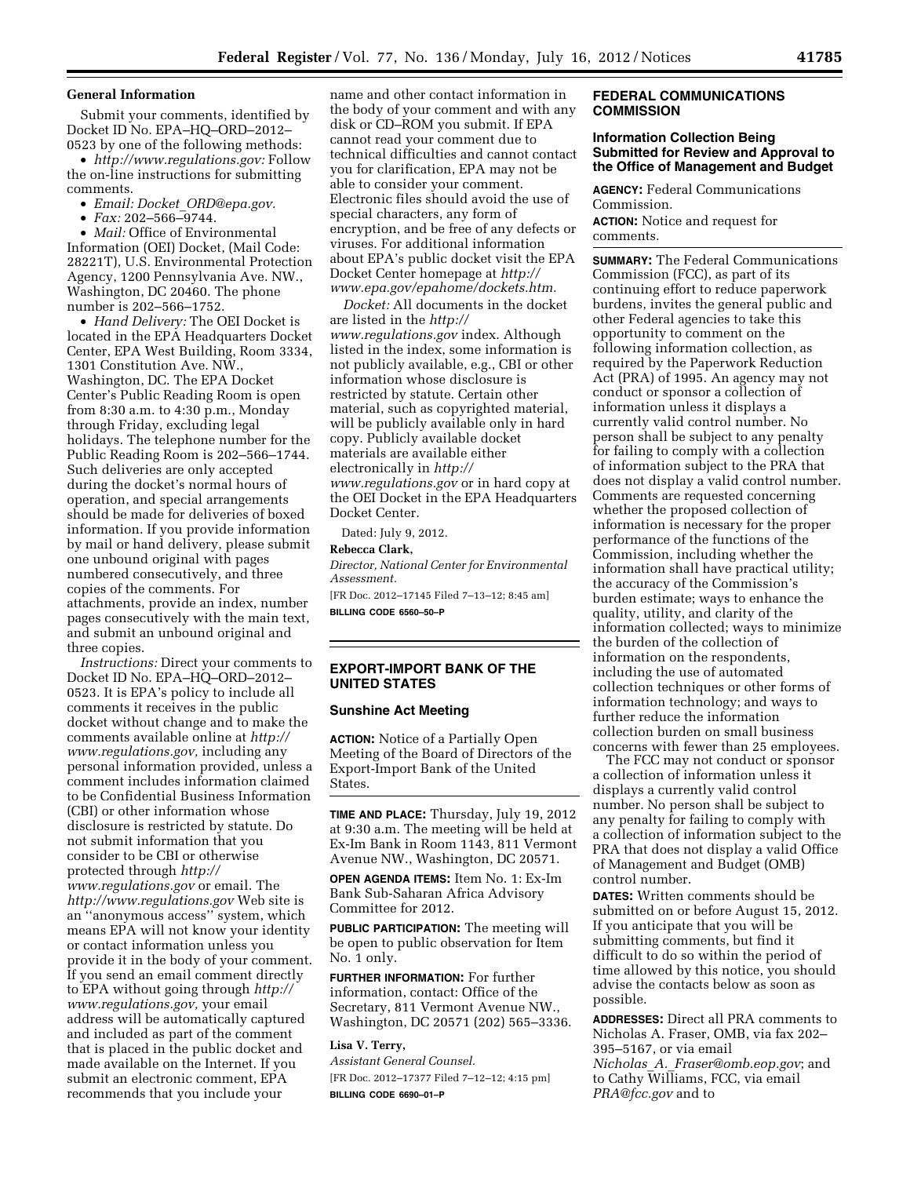**General Information**

Submit your comments, identified by Docket ID No. EPA–HQ–ORD–2012–0523 by one of the following methods:

- *http://www.regulations.gov:* Follow the on-line instructions for submitting comments.
- *Email: Docket_ORD@epa.gov.*
- *Fax:* 202–566–9744.
- *Mail:* Office of Environmental Information (OEI) Docket, (Mail Code: 28221T), U.S. Environmental Protection Agency, 1200 Pennsylvania Ave. NW., Washington, DC 20460. The phone number is 202–566–1752.
- *Hand Delivery:* The OEI Docket is located in the EPA Headquarters Docket Center, EPA West Building, Room 3334, 1301 Constitution Ave. NW., Washington, DC. The EPA Docket Center's Public Reading Room is open from 8:30 a.m. to 4:30 p.m., Monday through Friday, excluding legal holidays. The telephone number for the Public Reading Room is 202–566–1744. Such deliveries are only accepted during the docket's normal hours of operation, and special arrangements should be made for deliveries of boxed information. If you provide information by mail or hand delivery, please submit one unbound original with pages numbered consecutively, and three copies of the comments. For attachments, provide an index, number pages consecutively with the main text, and submit an unbound original and three copies.

*Instructions:* Direct your comments to Docket ID No. EPA–HQ–ORD–2012–0523. It is EPA's policy to include all comments it receives in the public docket without change and to make the comments available online at *http://www.regulations.gov,* including any personal information provided, unless a comment includes information claimed to be Confidential Business Information (CBI) or other information whose disclosure is restricted by statute. Do not submit information that you consider to be CBI or otherwise protected through *http://www.regulations.gov* or email. The *http://www.regulations.gov* Web site is an ''anonymous access'' system, which means EPA will not know your identity or contact information unless you provide it in the body of your comment. If you send an email comment directly to EPA without going through *http://www.regulations.gov,* your email address will be automatically captured and included as part of the comment that is placed in the public docket and made available on the Internet. If you submit an electronic comment, EPA recommends that you include your name and other contact information in the body of your comment and with any disk or CD–ROM you submit. If EPA cannot read your comment due to technical difficulties and cannot contact you for clarification, EPA may not be able to consider your comment. Electronic files should avoid the use of special characters, any form of encryption, and be free of any defects or viruses. For additional information about EPA's public docket visit the EPA Docket Center homepage at *http://www.epa.gov/epahome/dockets.htm.*

*Docket:* All documents in the docket are listed in the *http://www.regulations.gov* index. Although listed in the index, some information is not publicly available, e.g., CBI or other information whose disclosure is restricted by statute. Certain other material, such as copyrighted material, will be publicly available only in hard copy. Publicly available docket materials are available either electronically in *http://www.regulations.gov* or in hard copy at the OEI Docket in the EPA Headquarters Docket Center.

Dated: July 9, 2012.

**Rebecca Clark,**

*Director, National Center for Environmental Assessment.*

[FR Doc. 2012–17145 Filed 7–13–12; 8:45 am]

**BILLING CODE 6560–50–P**

## EXPORT-IMPORT BANK OF THE UNITED STATES

### Sunshine Act Meeting

**ACTION:** Notice of a Partially Open Meeting of the Board of Directors of the Export-Import Bank of the United States.

**TIME AND PLACE:** Thursday, July 19, 2012 at 9:30 a.m. The meeting will be held at Ex-Im Bank in Room 1143, 811 Vermont Avenue NW., Washington, DC 20571.

**OPEN AGENDA ITEMS:** Item No. 1: Ex-Im Bank Sub-Saharan Africa Advisory Committee for 2012.

**PUBLIC PARTICIPATION:** The meeting will be open to public observation for Item No. 1 only.

**FURTHER INFORMATION:** For further information, contact: Office of the Secretary, 811 Vermont Avenue NW., Washington, DC 20571 (202) 565–3336.

**Lisa V. Terry,**

*Assistant General Counsel.*

[FR Doc. 2012–17377 Filed 7–12–12; 4:15 pm]

**BILLING CODE 6690–01–P**

## FEDERAL COMMUNICATIONS COMMISSION

### Information Collection Being Submitted for Review and Approval to the Office of Management and Budget

**AGENCY:** Federal Communications Commission.

**ACTION:** Notice and request for comments.

**SUMMARY:** The Federal Communications Commission (FCC), as part of its continuing effort to reduce paperwork burdens, invites the general public and other Federal agencies to take this opportunity to comment on the following information collection, as required by the Paperwork Reduction Act (PRA) of 1995. An agency may not conduct or sponsor a collection of information unless it displays a currently valid control number. No person shall be subject to any penalty for failing to comply with a collection of information subject to the PRA that does not display a valid control number. Comments are requested concerning whether the proposed collection of information is necessary for the proper performance of the functions of the Commission, including whether the information shall have practical utility; the accuracy of the Commission's burden estimate; ways to enhance the quality, utility, and clarity of the information collected; ways to minimize the burden of the collection of information on the respondents, including the use of automated collection techniques or other forms of information technology; and ways to further reduce the information collection burden on small business concerns with fewer than 25 employees.

The FCC may not conduct or sponsor a collection of information unless it displays a currently valid control number. No person shall be subject to any penalty for failing to comply with a collection of information subject to the PRA that does not display a valid Office of Management and Budget (OMB) control number.

**DATES:** Written comments should be submitted on or before August 15, 2012. If you anticipate that you will be submitting comments, but find it difficult to do so within the period of time allowed by this notice, you should advise the contacts below as soon as possible.

**ADDRESSES:** Direct all PRA comments to Nicholas A. Fraser, OMB, via fax 202–395–5167, or via email *Nicholas_A._Fraser@omb.eop.gov*; and to Cathy Williams, FCC, via email *PRA@fcc.gov* and to